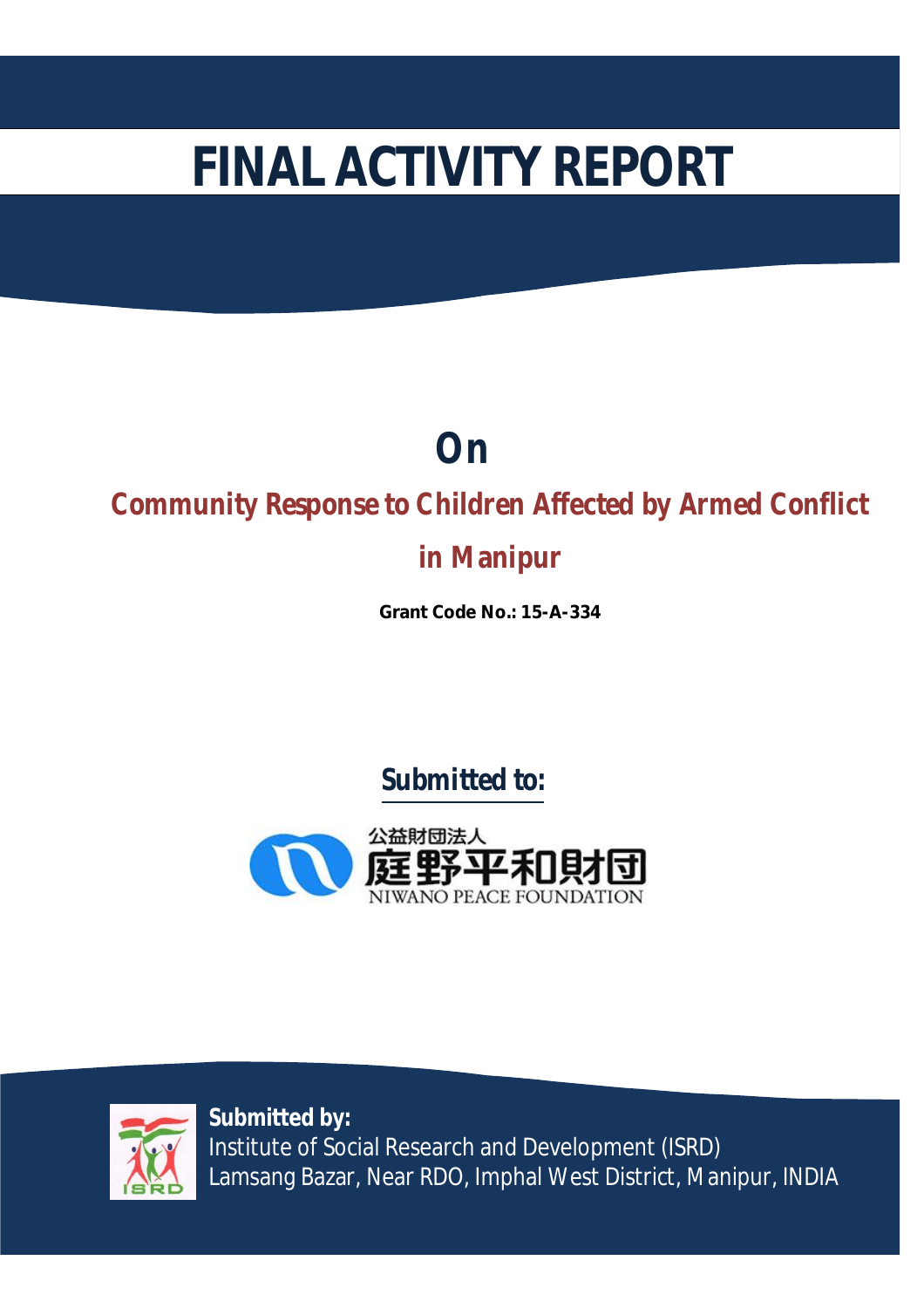# FINAL ACTIVITY REPORT

## On

## Community Response to Children Affected by Armed Conflict in Manipur

**Grant Code No.: 15-A-334**

**Submitted to:**

公益財団法人
庭野平和財団
NIWANO PEACE FOUNDATION

**Submitted by:**
Institute of Social Research and Development (ISRD)
Lamsang Bazar, Near RDO, Imphal West District, Manipur, INDIA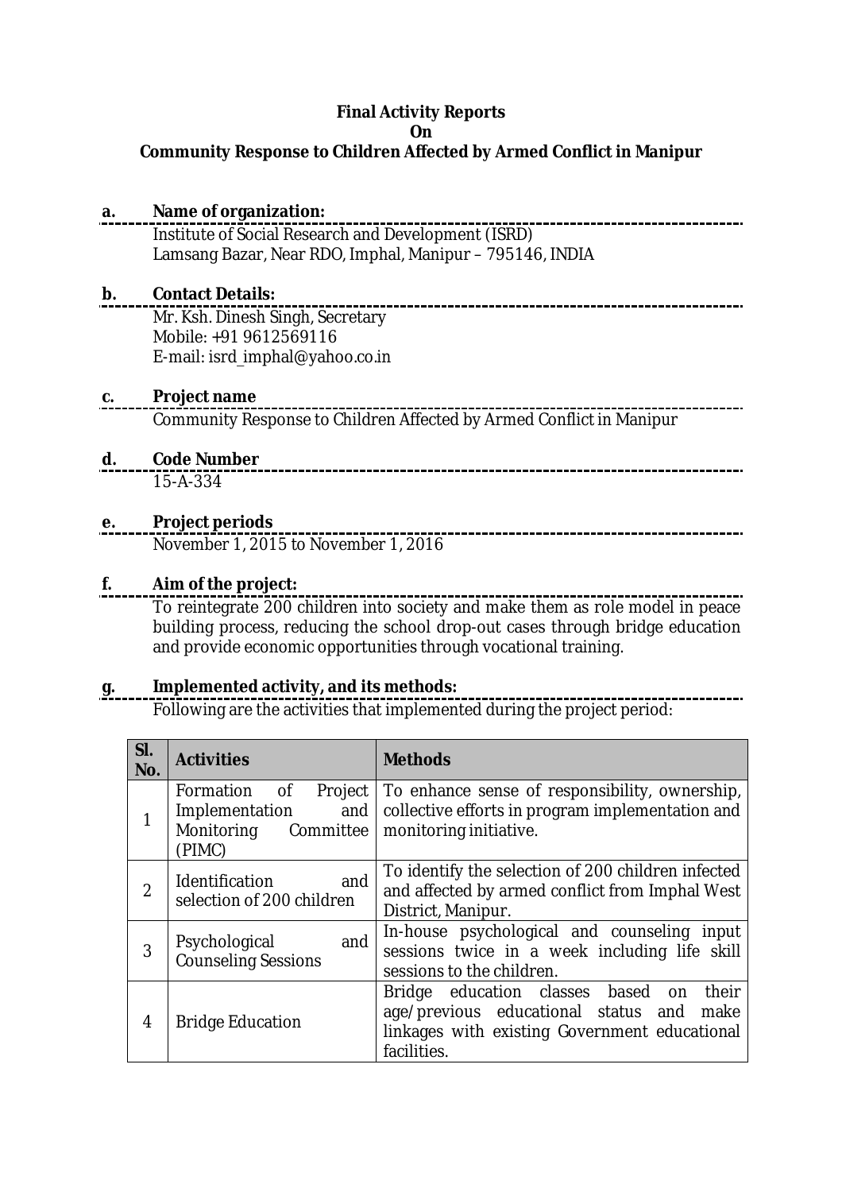**Final Activity Reports**
**On**
**Community Response to Children Affected by Armed Conflict in Manipur**

**a. Name of organization:**

Institute of Social Research and Development (ISRD)
Lamsang Bazar, Near RDO, Imphal, Manipur – 795146, INDIA

**b. Contact Details:**

Mr. Ksh. Dinesh Singh, Secretary
Mobile: +91 9612569116
E-mail: isrd_imphal@yahoo.co.in

**c. Project name**

Community Response to Children Affected by Armed Conflict in Manipur

**d. Code Number**

15-A-334

**e. Project periods**

November 1, 2015 to November 1, 2016

**f. Aim of the project:**

To reintegrate 200 children into society and make them as role model in peace building process, reducing the school drop-out cases through bridge education and provide economic opportunities through vocational training.

**g. Implemented activity, and its methods:**

Following are the activities that implemented during the project period:

| Sl. No. | Activities | Methods |
|---|---|---|
| 1 | Formation of Project Implementation and Monitoring Committee (PIMC) | To enhance sense of responsibility, ownership, collective efforts in program implementation and monitoring initiative. |
| 2 | Identification and selection of 200 children | To identify the selection of 200 children infected and affected by armed conflict from Imphal West District, Manipur. |
| 3 | Psychological and Counseling Sessions | In-house psychological and counseling input sessions twice in a week including life skill sessions to the children. |
| 4 | Bridge Education | Bridge education classes based on their age/previous educational status and make linkages with existing Government educational facilities. |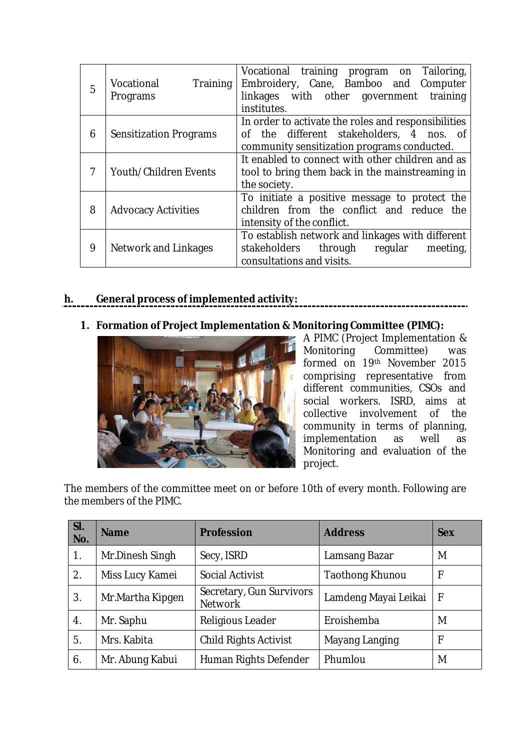| 5 | Vocational Training Programs | Vocational training program on Tailoring, Embroidery, Cane, Bamboo and Computer linkages with other government training institutes. |
|---|---|---|
| 6 | Sensitization Programs | In order to activate the roles and responsibilities of the different stakeholders, 4 nos. of community sensitization programs conducted. |
| 7 | Youth/Children Events | It enabled to connect with other children and as tool to bring them back in the mainstreaming in the society. |
| 8 | Advocacy Activities | To initiate a positive message to protect the children from the conflict and reduce the intensity of the conflict. |
| 9 | Network and Linkages | To establish network and linkages with different stakeholders through regular meeting, consultations and visits. |

## h. General process of implemented activity:

### 1. Formation of Project Implementation & Monitoring Committee (PIMC):

A PIMC (Project Implementation & Monitoring Committee) was formed on 19th November 2015 comprising representative from different communities, CSOs and social workers. ISRD, aims at collective involvement of the community in terms of planning, implementation as well as Monitoring and evaluation of the project.

The members of the committee meet on or before 10th of every month. Following are the members of the PIMC.

| Sl. No. | Name | Profession | Address | Sex |
|---|---|---|---|---|
| 1. | Mr.Dinesh Singh | Secy, ISRD | Lamsang Bazar | M |
| 2. | Miss Lucy Kamei | Social Activist | Taothong Khunou | F |
| 3. | Mr.Martha Kipgen | Secretary, Gun Survivors Network | Lamdeng Mayai Leikai | F |
| 4. | Mr. Saphu | Religious Leader | Eroishemba | M |
| 5. | Mrs. Kabita | Child Rights Activist | Mayang Langing | F |
| 6. | Mr. Abung Kabui | Human Rights Defender | Phumlou | M |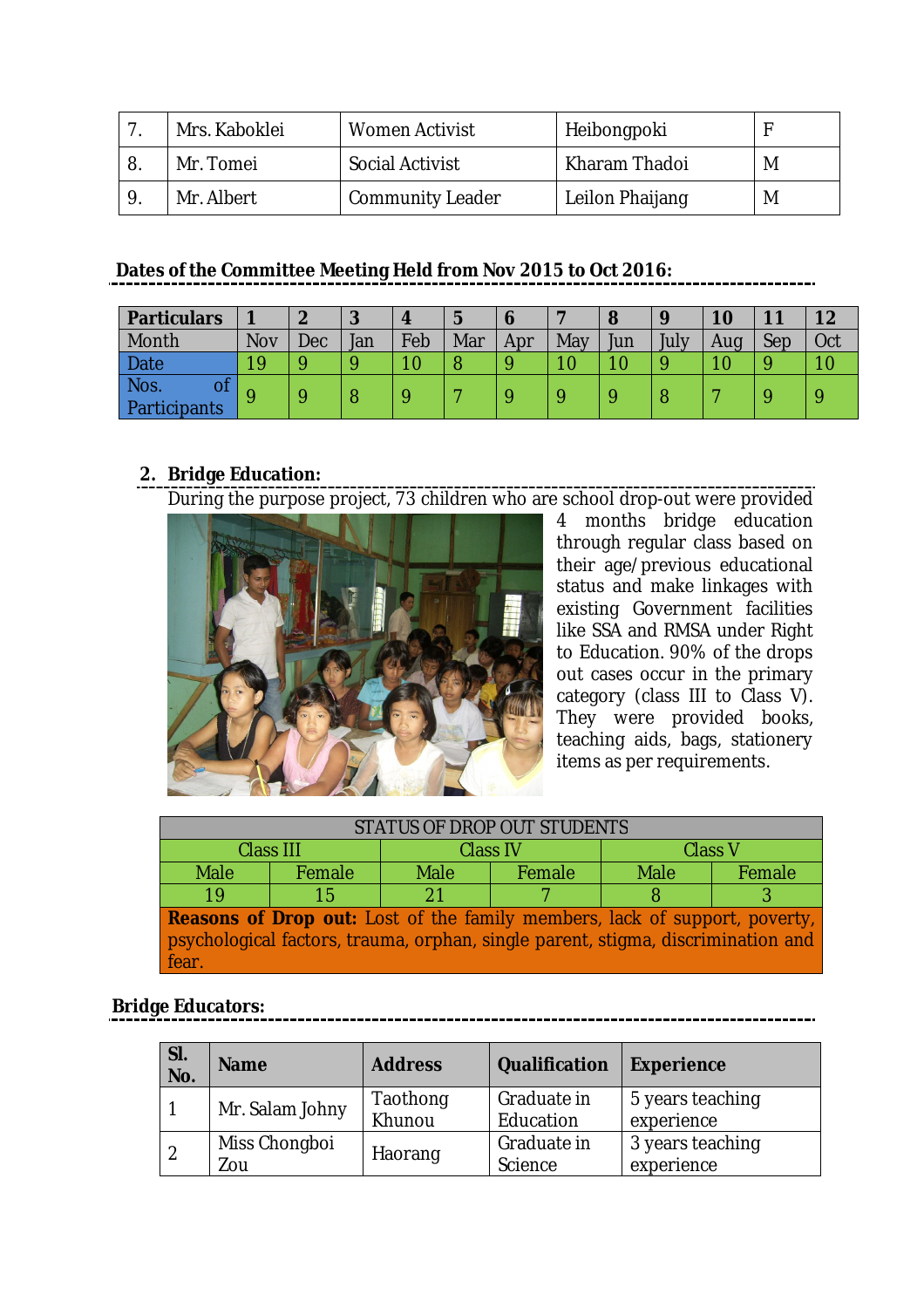| 7. | Mrs. Kaboklei | Women Activist | Heibongpoki | F |
|---|---|---|---|---|
| 8. | Mr. Tomei | Social Activist | Kharam Thadoi | M |
| 9. | Mr. Albert | Community Leader | Leilon Phaijang | M |

**Dates of the Committee Meeting Held from Nov 2015 to Oct 2016:**

| Particulars | 1 | 2 | 3 | 4 | 5 | 6 | 7 | 8 | 9 | 10 | 11 | 12 |
|---|---|---|---|---|---|---|---|---|---|---|---|---|
| Month | Nov | Dec | Jan | Feb | Mar | Apr | May | Jun | July | Aug | Sep | Oct |
| Date | 19 | 9 | 9 | 10 | 8 | 9 | 10 | 10 | 9 | 10 | 9 | 10 |
| Nos. of Participants | 9 | 9 | 8 | 9 | 7 | 9 | 9 | 9 | 8 | 7 | 9 | 9 |

## 2. Bridge Education:

During the purpose project, 73 children who are school drop-out were provided 4 months bridge education through regular class based on their age/previous educational status and make linkages with existing Government facilities like SSA and RMSA under Right to Education. 90% of the drops out cases occur in the primary category (class III to Class V). They were provided books, teaching aids, bags, stationery items as per requirements.

| STATUS OF DROP OUT STUDENTS | | | | | |
|---|---|---|---|---|---|
| Class III | | Class IV | | Class V | |
| Male | Female | Male | Female | Male | Female |
| 19 | 15 | 21 | 7 | 8 | 3 |

**Reasons of Drop out:** Lost of the family members, lack of support, poverty, psychological factors, trauma, orphan, single parent, stigma, discrimination and fear.

**Bridge Educators:**

| Sl. No. | Name | Address | Qualification | Experience |
|---|---|---|---|---|
| 1 | Mr. Salam Johny | Taothong Khunou | Graduate in Education | 5 years teaching experience |
| 2 | Miss Chongboi Zou | Haorang | Graduate in Science | 3 years teaching experience |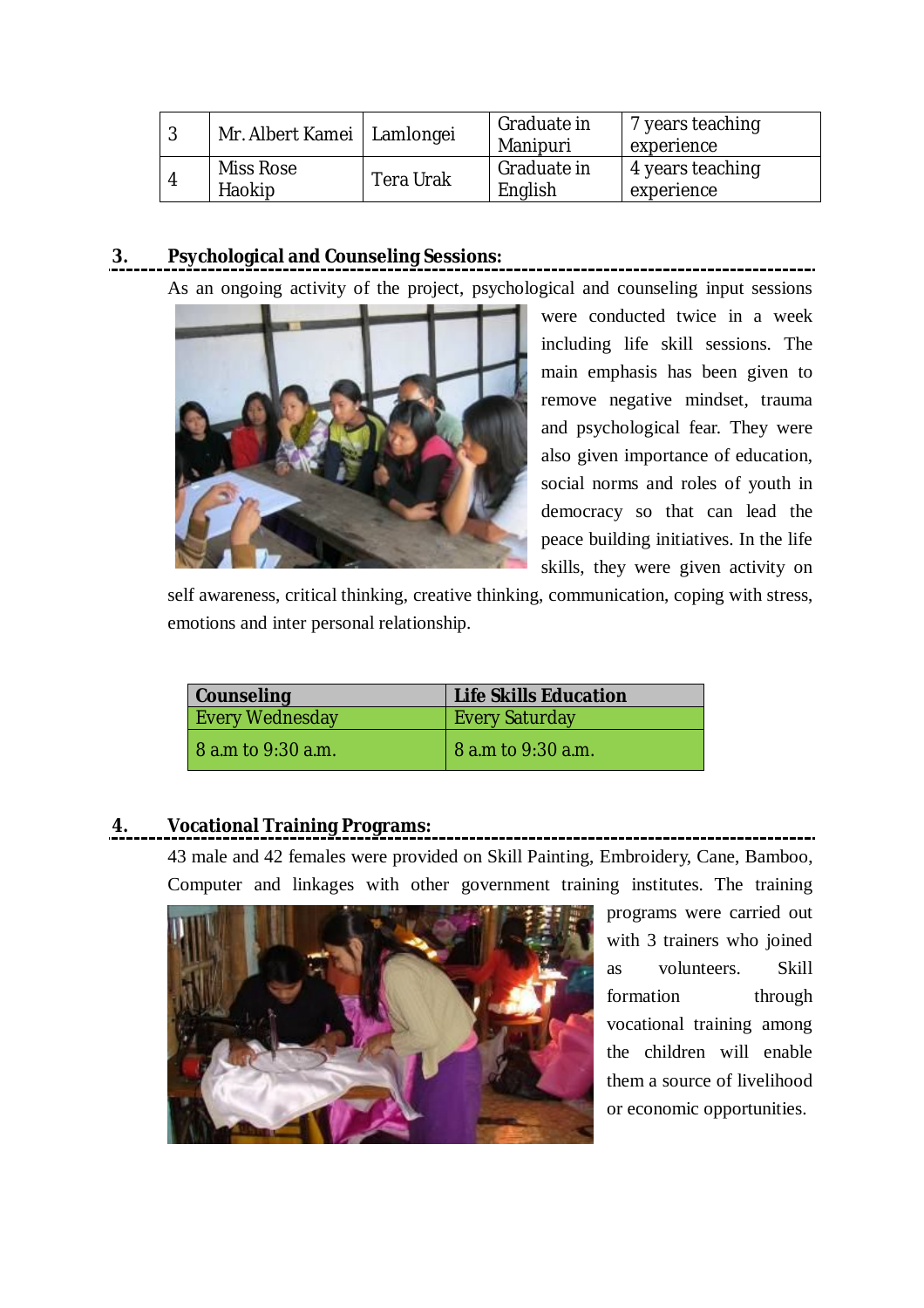| 3 | Mr. Albert Kamei | Lamlongei | Graduate in Manipuri | 7 years teaching experience |
|---|---|---|---|---|
| 4 | Miss Rose Haokip | Tera Urak | Graduate in English | 4 years teaching experience |

## 3. Psychological and Counseling Sessions:

As an ongoing activity of the project, psychological and counseling input sessions were conducted twice in a week including life skill sessions. The main emphasis has been given to remove negative mindset, trauma and psychological fear. They were also given importance of education, social norms and roles of youth in democracy so that can lead the peace building initiatives. In the life skills, they were given activity on self awareness, critical thinking, creative thinking, communication, coping with stress, emotions and inter personal relationship.

| Counseling | Life Skills Education |
|---|---|
| Every Wednesday | Every Saturday |
| 8 a.m to 9:30 a.m. | 8 a.m to 9:30 a.m. |

## 4. Vocational Training Programs:

43 male and 42 females were provided on Skill Painting, Embroidery, Cane, Bamboo, Computer and linkages with other government training institutes. The training programs were carried out with 3 trainers who joined as volunteers. Skill formation through vocational training among the children will enable them a source of livelihood or economic opportunities.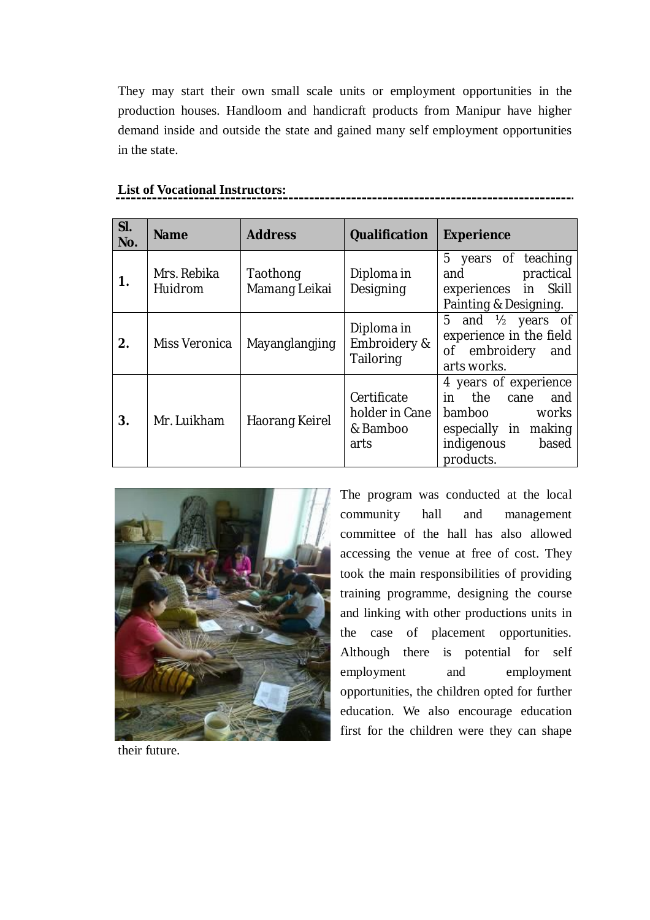They may start their own small scale units or employment opportunities in the production houses. Handloom and handicraft products from Manipur have higher demand inside and outside the state and gained many self employment opportunities in the state.

**List of Vocational Instructors:**

| Sl. No. | Name | Address | Qualification | Experience |
|---|---|---|---|---|
| 1. | Mrs. Rebika Huidrom | Taothong Mamang Leikai | Diploma in Designing | 5 years of teaching and practical experiences in Skill Painting & Designing. |
| 2. | Miss Veronica | Mayanglangjing | Diploma in Embroidery & Tailoring | 5 and ½ years of experience in the field of embroidery and arts works. |
| 3. | Mr. Luikham | Haorang Keirel | Certificate holder in Cane & Bamboo arts | 4 years of experience in the cane and bamboo works especially in making indigenous based products. |

The program was conducted at the local community hall and management committee of the hall has also allowed accessing the venue at free of cost. They took the main responsibilities of providing training programme, designing the course and linking with other productions units in the case of placement opportunities. Although there is potential for self employment and employment opportunities, the children opted for further education. We also encourage education first for the children were they can shape their future.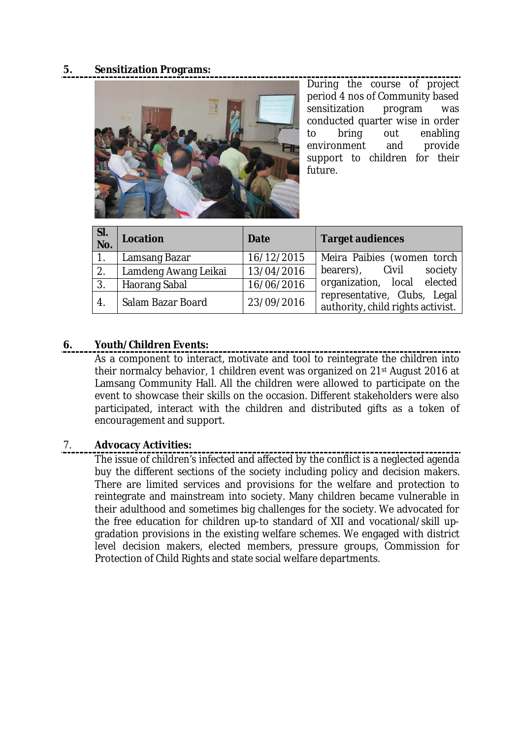## 5. Sensitization Programs:

During the course of project period 4 nos of Community based sensitization program was conducted quarter wise in order to bring out enabling environment and provide support to children for their future.

| Sl. No. | Location | Date | Target audiences |
|---|---|---|---|
| 1. | Lamsang Bazar | 16/12/2015 | Meira Paibies (women torch bearers), Civil society organization, local elected representative, Clubs, Legal authority, child rights activist. |
| 2. | Lamdeng Awang Leikai | 13/04/2016 | |
| 3. | Haorang Sabal | 16/06/2016 | |
| 4. | Salam Bazar Board | 23/09/2016 | |

## 6. Youth/Children Events:

As a component to interact, motivate and tool to reintegrate the children into their normalcy behavior, 1 children event was organized on 21st August 2016 at Lamsang Community Hall. All the children were allowed to participate on the event to showcase their skills on the occasion. Different stakeholders were also participated, interact with the children and distributed gifts as a token of encouragement and support.

## 7. Advocacy Activities:

The issue of children's infected and affected by the conflict is a neglected agenda buy the different sections of the society including policy and decision makers. There are limited services and provisions for the welfare and protection to reintegrate and mainstream into society. Many children became vulnerable in their adulthood and sometimes big challenges for the society. We advocated for the free education for children up-to standard of XII and vocational/skill up-gradation provisions in the existing welfare schemes. We engaged with district level decision makers, elected members, pressure groups, Commission for Protection of Child Rights and state social welfare departments.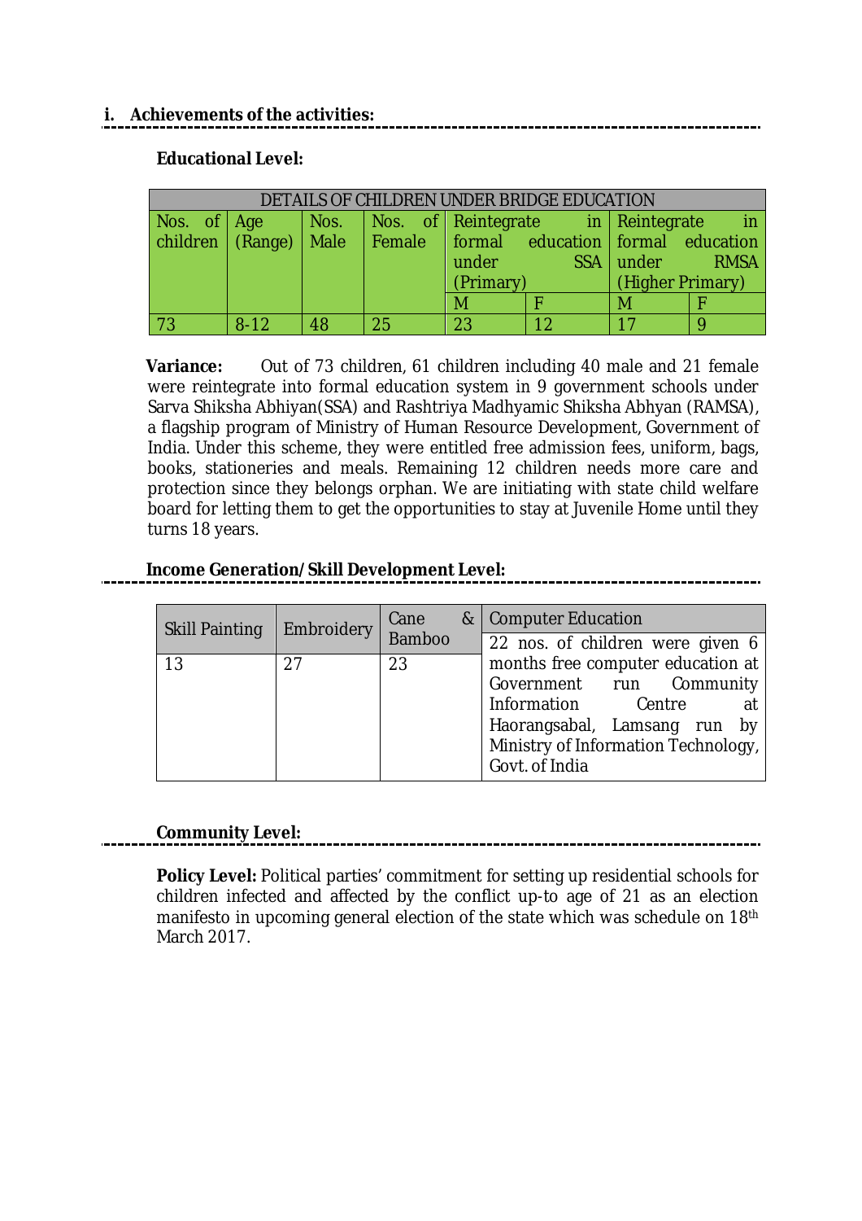## i. Achievements of the activities:

### Educational Level:

| DETAILS OF CHILDREN UNDER BRIDGE EDUCATION | | | | | | | |
|---|---|---|---|---|---|---|---|
| Nos. of children | Age (Range) | Nos. Male | Nos. of Female | Reintegrate in formal education under SSA (Primary) | | Reintegrate in formal education under RMSA (Higher Primary) | |
| | | | | M | F | M | F |
| 73 | 8-12 | 48 | 25 | 23 | 12 | 17 | 9 |

**Variance:** Out of 73 children, 61 children including 40 male and 21 female were reintegrate into formal education system in 9 government schools under Sarva Shiksha Abhiyan(SSA) and Rashtriya Madhyamic Shiksha Abhyan (RAMSA), a flagship program of Ministry of Human Resource Development, Government of India. Under this scheme, they were entitled free admission fees, uniform, bags, books, stationeries and meals. Remaining 12 children needs more care and protection since they belongs orphan. We are initiating with state child welfare board for letting them to get the opportunities to stay at Juvenile Home until they turns 18 years.

### Income Generation/Skill Development Level:

| Skill Painting | Embroidery | Cane & Bamboo | Computer Education |
|---|---|---|---|
| 13 | 27 | 23 | 22 nos. of children were given 6 months free computer education at Government run Community Information Centre at Haorangsabal, Lamsang run by Ministry of Information Technology, Govt. of India |

### Community Level:

**Policy Level:** Political parties' commitment for setting up residential schools for children infected and affected by the conflict up-to age of 21 as an election manifesto in upcoming general election of the state which was schedule on 18th March 2017.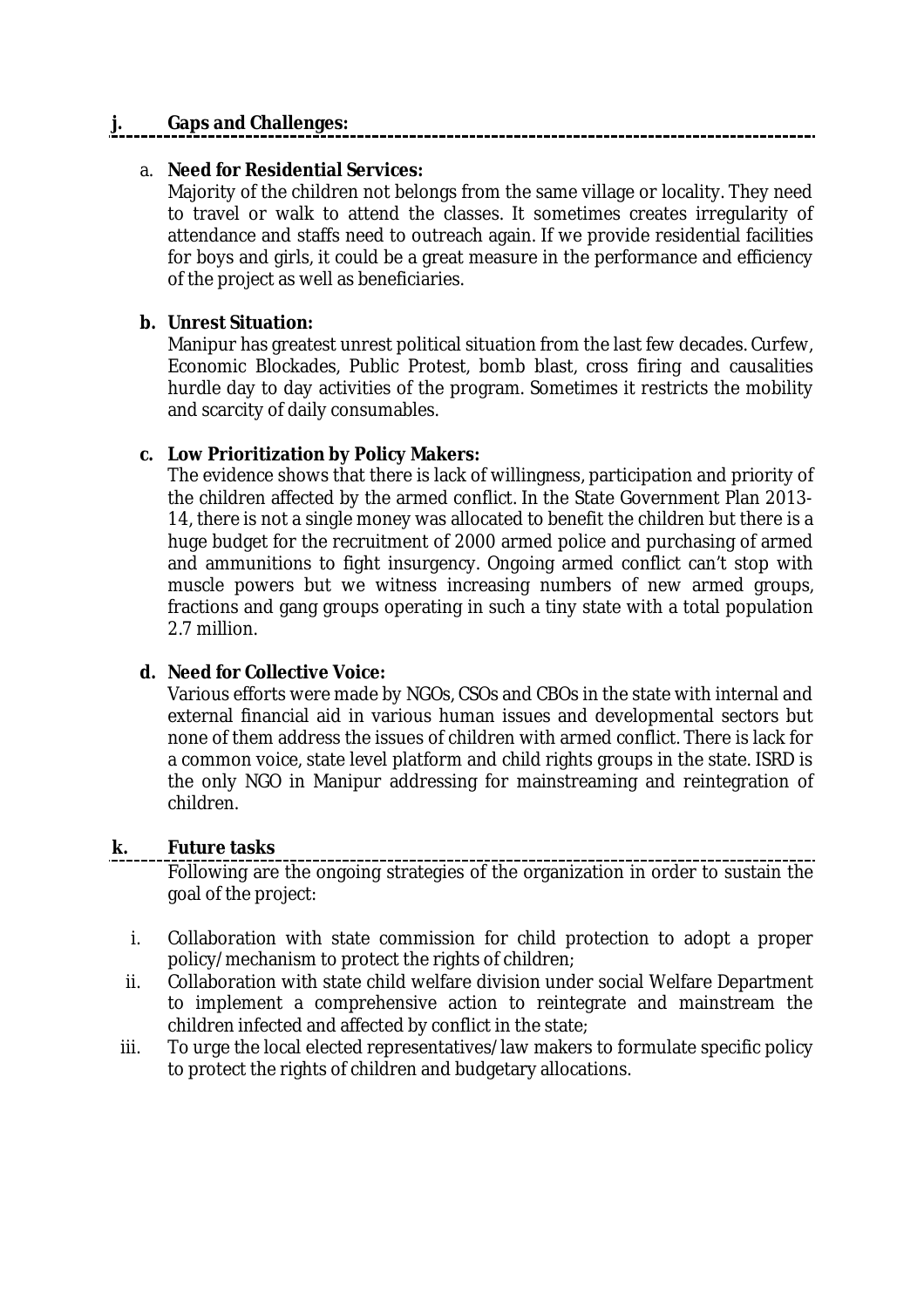## j. Gaps and Challenges:

a. **Need for Residential Services:**
Majority of the children not belongs from the same village or locality. They need to travel or walk to attend the classes. It sometimes creates irregularity of attendance and staffs need to outreach again. If we provide residential facilities for boys and girls, it could be a great measure in the performance and efficiency of the project as well as beneficiaries.

b. **Unrest Situation:**
Manipur has greatest unrest political situation from the last few decades. Curfew, Economic Blockades, Public Protest, bomb blast, cross firing and causalities hurdle day to day activities of the program. Sometimes it restricts the mobility and scarcity of daily consumables.

c. **Low Prioritization by Policy Makers:**
The evidence shows that there is lack of willingness, participation and priority of the children affected by the armed conflict. In the State Government Plan 2013-14, there is not a single money was allocated to benefit the children but there is a huge budget for the recruitment of 2000 armed police and purchasing of armed and ammunitions to fight insurgency. Ongoing armed conflict can't stop with muscle powers but we witness increasing numbers of new armed groups, fractions and gang groups operating in such a tiny state with a total population 2.7 million.

d. **Need for Collective Voice:**
Various efforts were made by NGOs, CSOs and CBOs in the state with internal and external financial aid in various human issues and developmental sectors but none of them address the issues of children with armed conflict. There is lack for a common voice, state level platform and child rights groups in the state. ISRD is the only NGO in Manipur addressing for mainstreaming and reintegration of children.

## k. Future tasks

Following are the ongoing strategies of the organization in order to sustain the goal of the project:

i. Collaboration with state commission for child protection to adopt a proper policy/mechanism to protect the rights of children;
ii. Collaboration with state child welfare division under social Welfare Department to implement a comprehensive action to reintegrate and mainstream the children infected and affected by conflict in the state;
iii. To urge the local elected representatives/law makers to formulate specific policy to protect the rights of children and budgetary allocations.